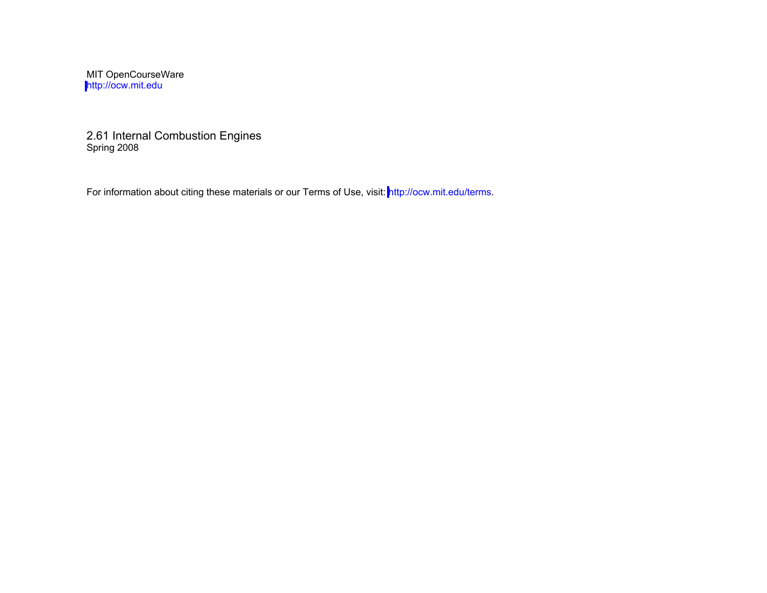MIT OpenCourseWare
http://ocw.mit.edu

2.61 Internal Combustion Engines
Spring 2008

For information about citing these materials or our Terms of Use, visit: http://ocw.mit.edu/terms.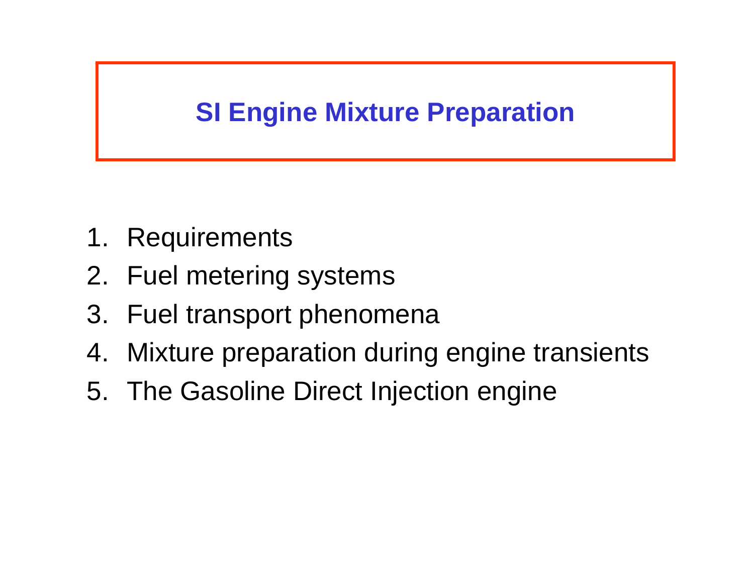# SI Engine Mixture Preparation

1. Requirements
2. Fuel metering systems
3. Fuel transport phenomena
4. Mixture preparation during engine transients
5. The Gasoline Direct Injection engine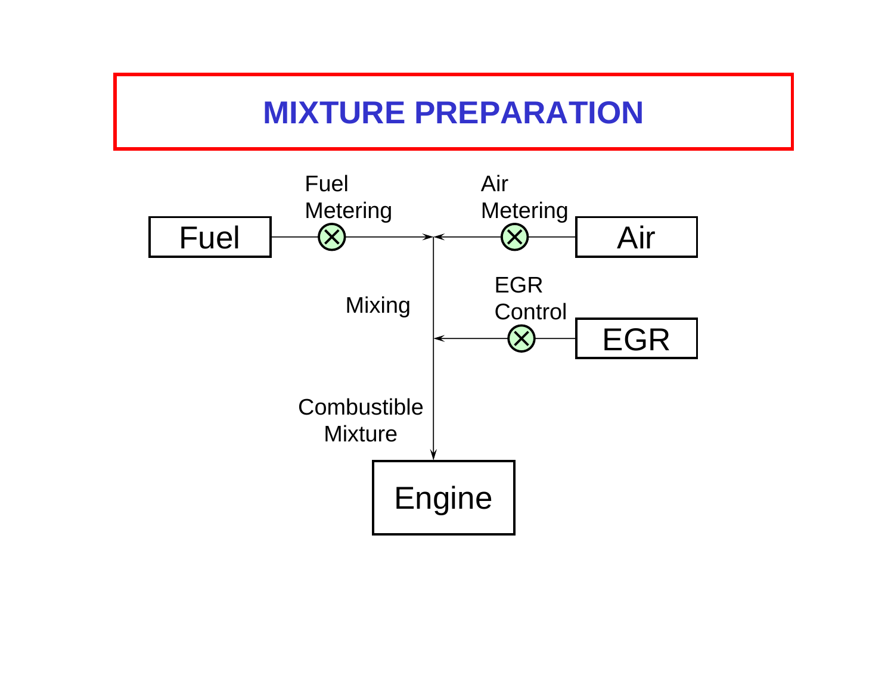# MIXTURE PREPARATION

Fuel

Fuel Metering

Air Metering

Air

Mixing

EGR Control

EGR

Combustible Mixture

Engine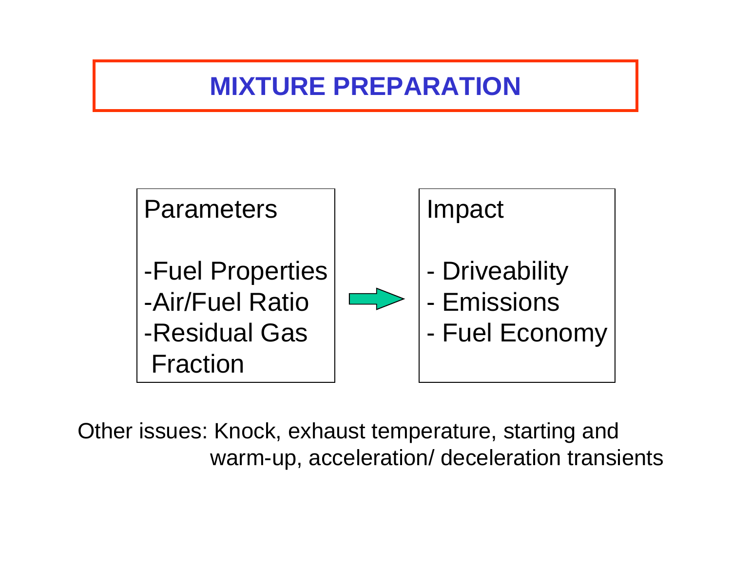# MIXTURE PREPARATION

| Parameters | | Impact |
|---|---|---|
| -Fuel Properties | → | - Driveability |
| -Air/Fuel Ratio | | - Emissions |
| -Residual Gas Fraction | | - Fuel Economy |

Other issues: Knock, exhaust temperature, starting and warm-up, acceleration/ deceleration transients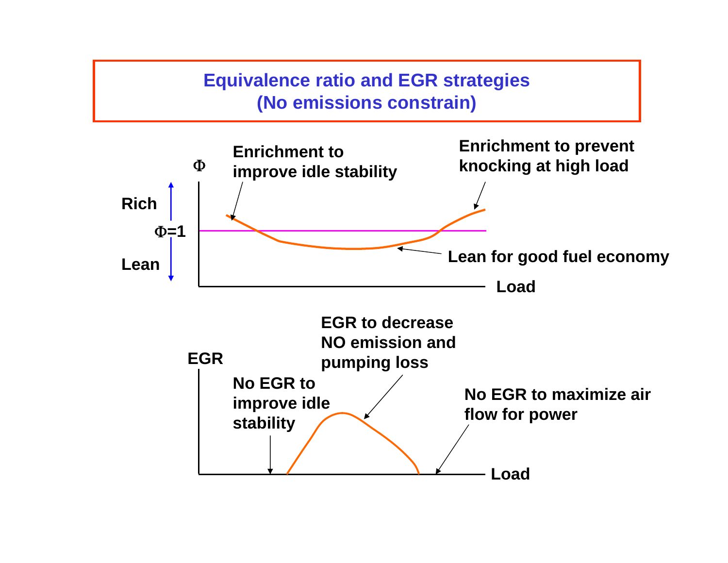# Equivalence ratio and EGR strategies (No emissions constrain)

$\Phi$

Rich

$\Phi=1$

Lean

Enrichment to improve idle stability

Enrichment to prevent knocking at high load

Lean for good fuel economy

Load

EGR

No EGR to improve idle stability

EGR to decrease NO emission and pumping loss

No EGR to maximize air flow for power

Load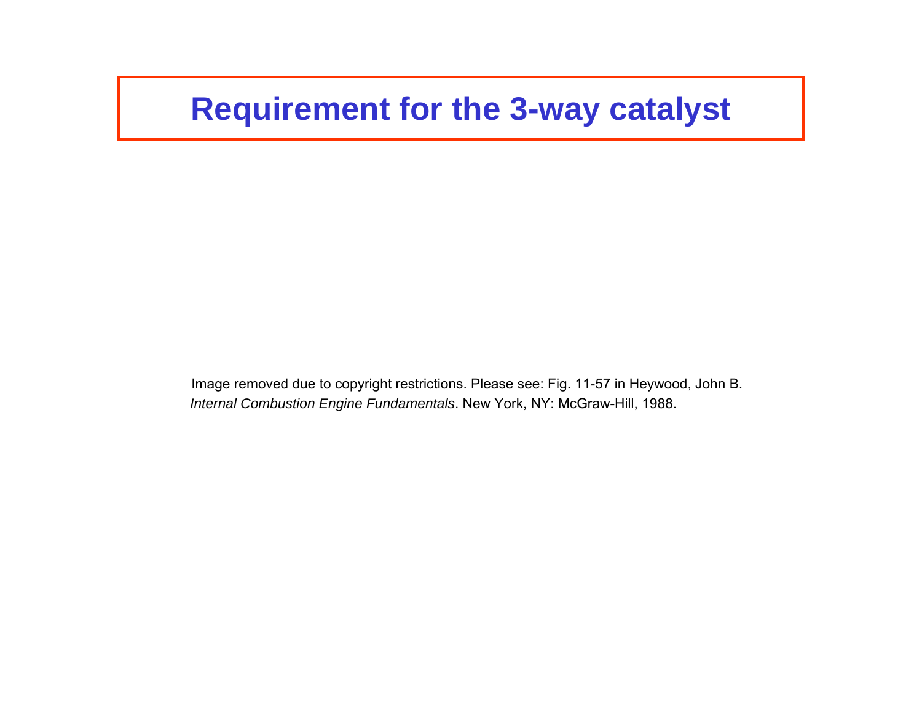# Requirement for the 3-way catalyst

Image removed due to copyright restrictions. Please see: Fig. 11-57 in Heywood, John B. *Internal Combustion Engine Fundamentals*. New York, NY: McGraw-Hill, 1988.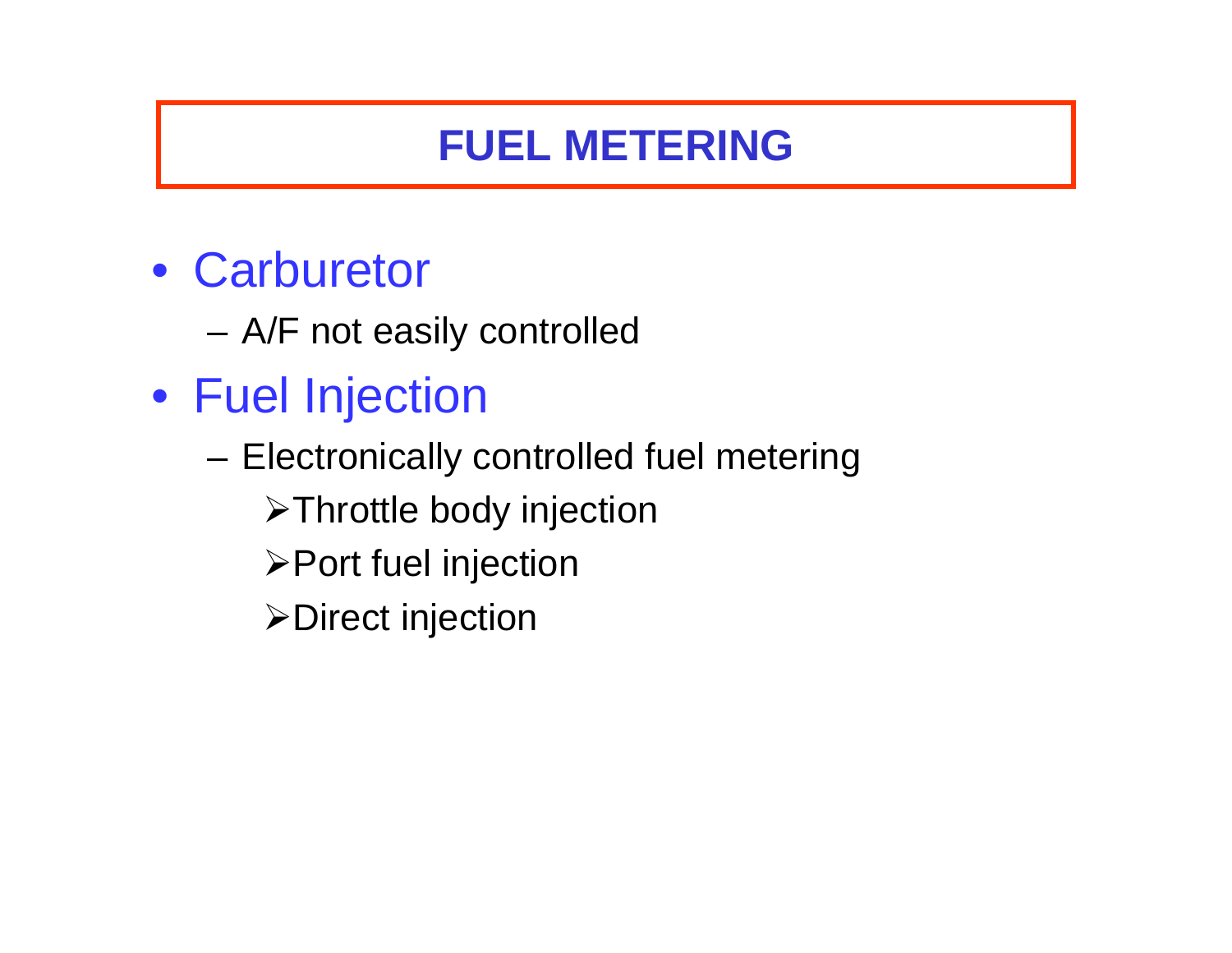# FUEL METERING

- Carburetor
  - A/F not easily controlled
- Fuel Injection
  - Electronically controlled fuel metering
    - Throttle body injection
    - Port fuel injection
    - Direct injection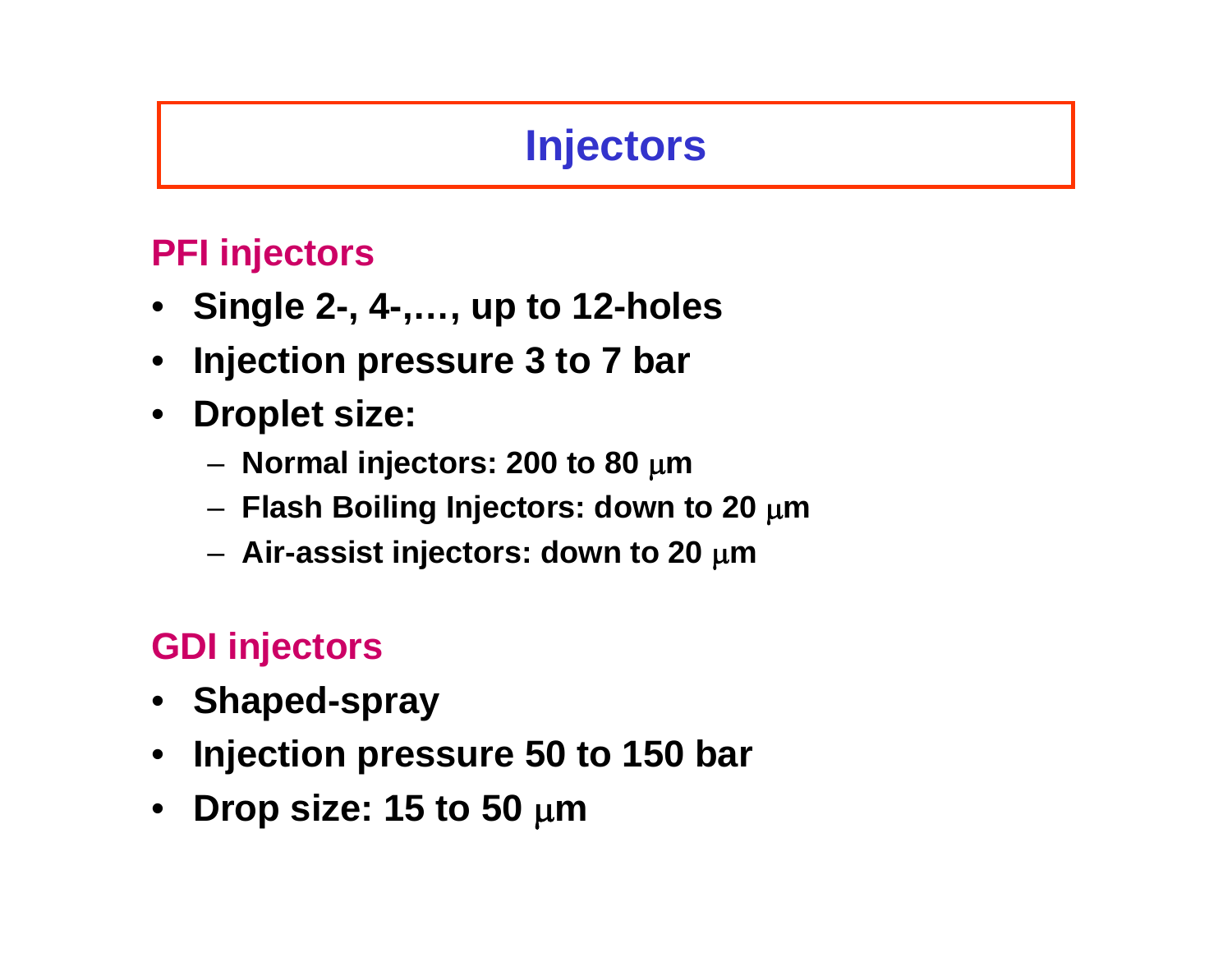# Injectors

## PFI injectors

- **Single 2-, 4-,…, up to 12-holes**
- **Injection pressure 3 to 7 bar**
- **Droplet size:**
  - **Normal injectors: 200 to 80 μm**
  - **Flash Boiling Injectors: down to 20 μm**
  - **Air-assist injectors: down to 20 μm**

## GDI injectors

- **Shaped-spray**
- **Injection pressure 50 to 150 bar**
- **Drop size: 15 to 50 μm**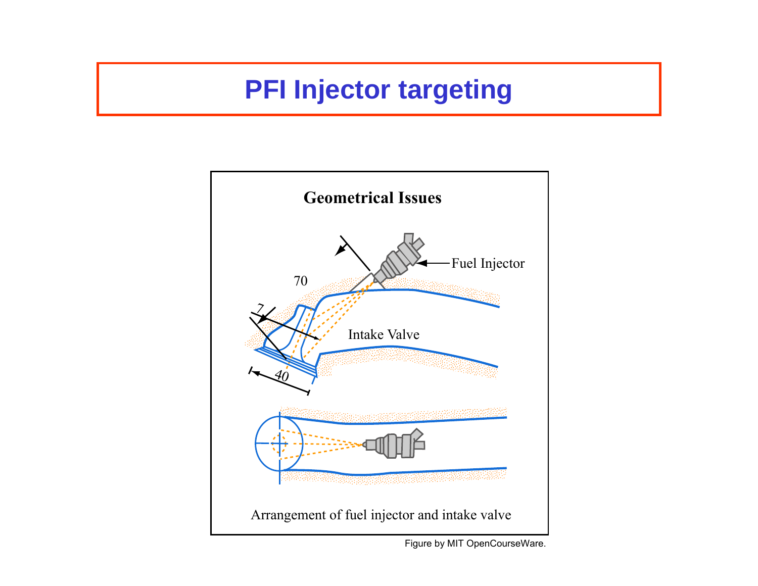# PFI Injector targeting

**Geometrical Issues**

70

7

40

Fuel Injector

Intake Valve

Arrangement of fuel injector and intake valve

Figure by MIT OpenCourseWare.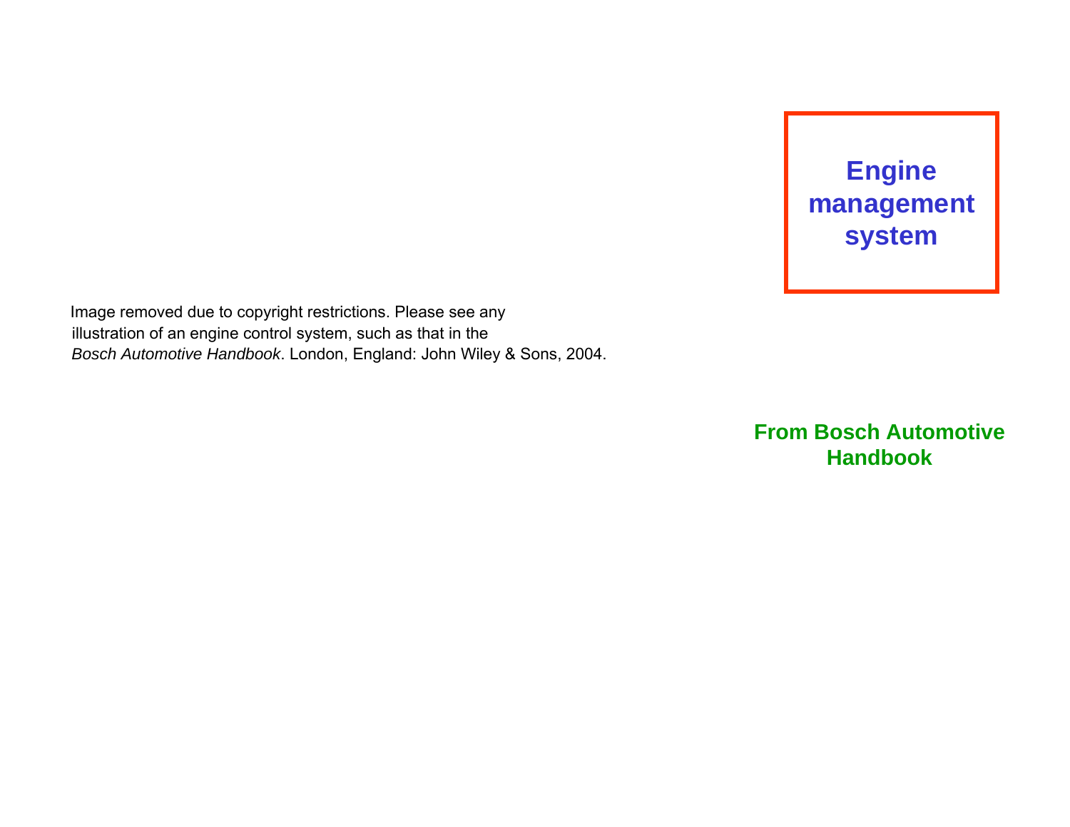**Engine management system**

Image removed due to copyright restrictions. Please see any illustration of an engine control system, such as that in the *Bosch Automotive Handbook*. London, England: John Wiley & Sons, 2004.

**From Bosch Automotive Handbook**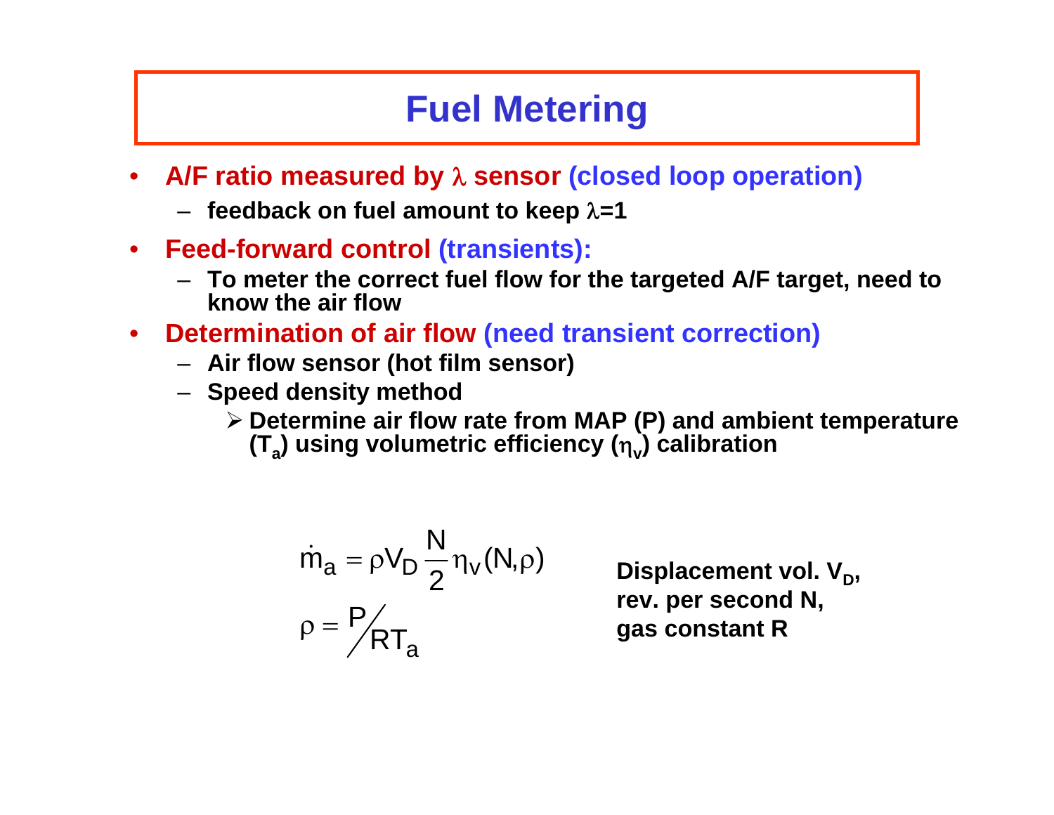# Fuel Metering

- **A/F ratio measured by $\lambda$ sensor (closed loop operation)**
  - **feedback on fuel amount to keep $\lambda$=1**
- **Feed-forward control (transients):**
  - **To meter the correct fuel flow for the targeted A/F target, need to know the air flow**
- **Determination of air flow (need transient correction)**
  - **Air flow sensor (hot film sensor)**
  - **Speed density method**
    - **Determine air flow rate from MAP (P) and ambient temperature ($T_a$) using volumetric efficiency ($\eta_v$) calibration**

$$\dot{m}_a = \rho V_D \frac{N}{2} \eta_v(N,\rho)$$

$$\rho = P / RT_a$$

**Displacement vol. $V_D$, rev. per second N, gas constant R**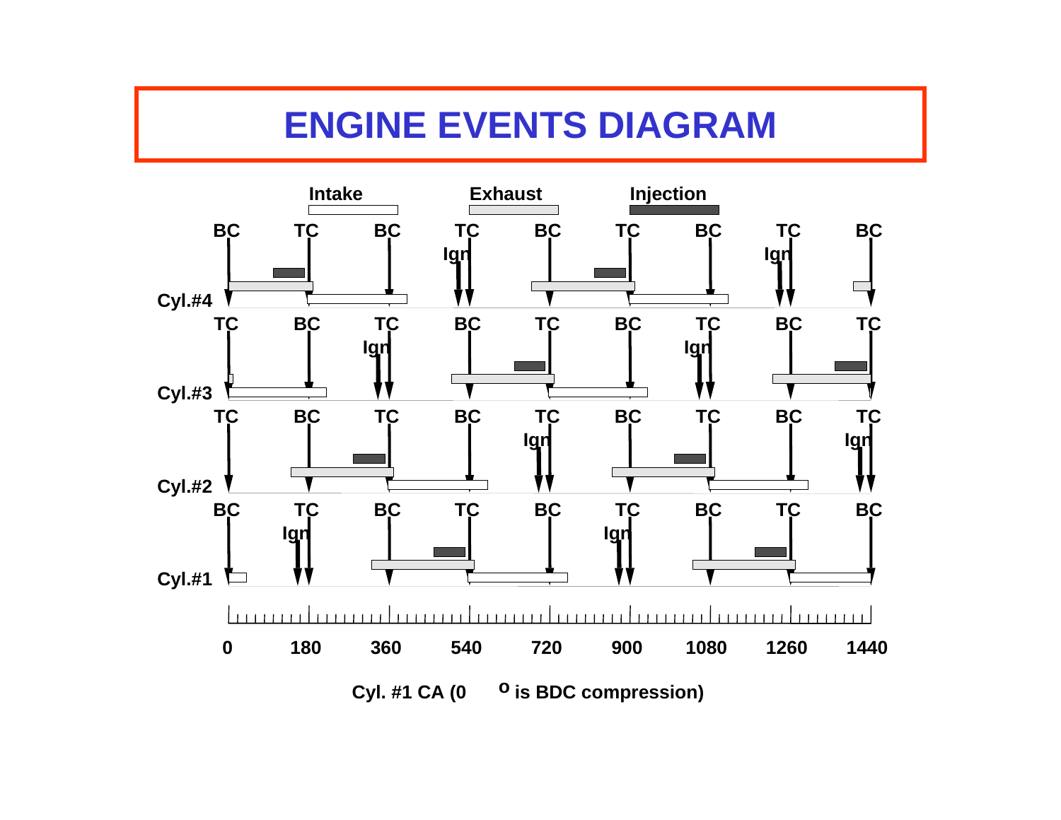# ENGINE EVENTS DIAGRAM

Intake | Exhaust | Injection

Cyl.#4: BC, TC, BC, TC (Ign), BC, TC, BC, TC (Ign), BC

Cyl.#3: TC, BC, TC (Ign), BC, TC, BC, TC (Ign), BC, TC

Cyl.#2: TC, BC, TC, BC, TC (Ign), BC, TC, BC, TC (Ign)

Cyl.#1: BC, TC (Ign), BC, TC, BC, TC (Ign), BC, TC, BC

0 180 360 540 720 900 1080 1260 1440

Cyl. #1 CA ($0^{o}$ is BDC compression)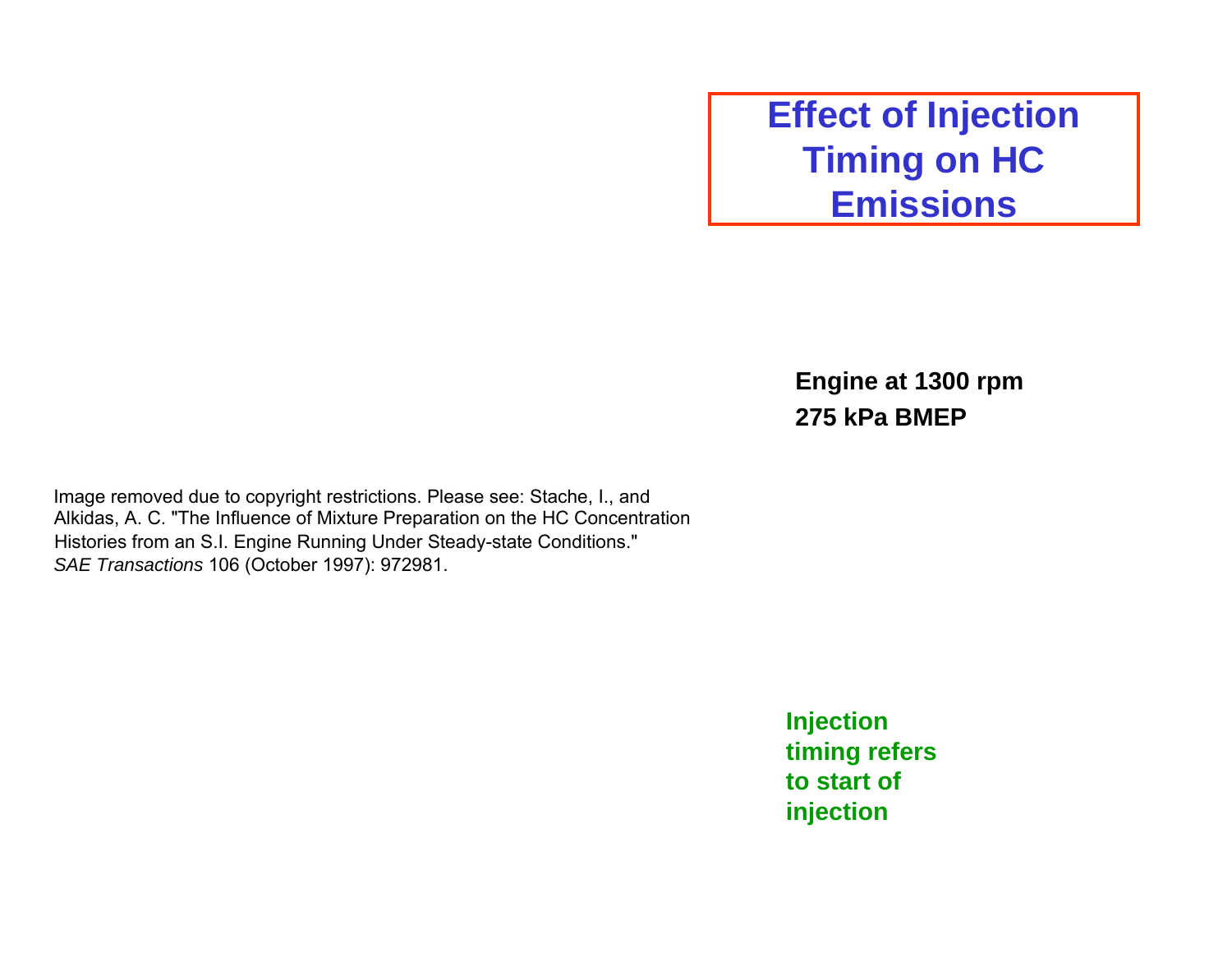# Effect of Injection Timing on HC Emissions

Image removed due to copyright restrictions. Please see: Stache, I., and Alkidas, A. C. "The Influence of Mixture Preparation on the HC Concentration Histories from an S.I. Engine Running Under Steady-state Conditions." *SAE Transactions* 106 (October 1997): 972981.

**Engine at 1300 rpm**
**275 kPa BMEP**

**Injection timing refers to start of injection**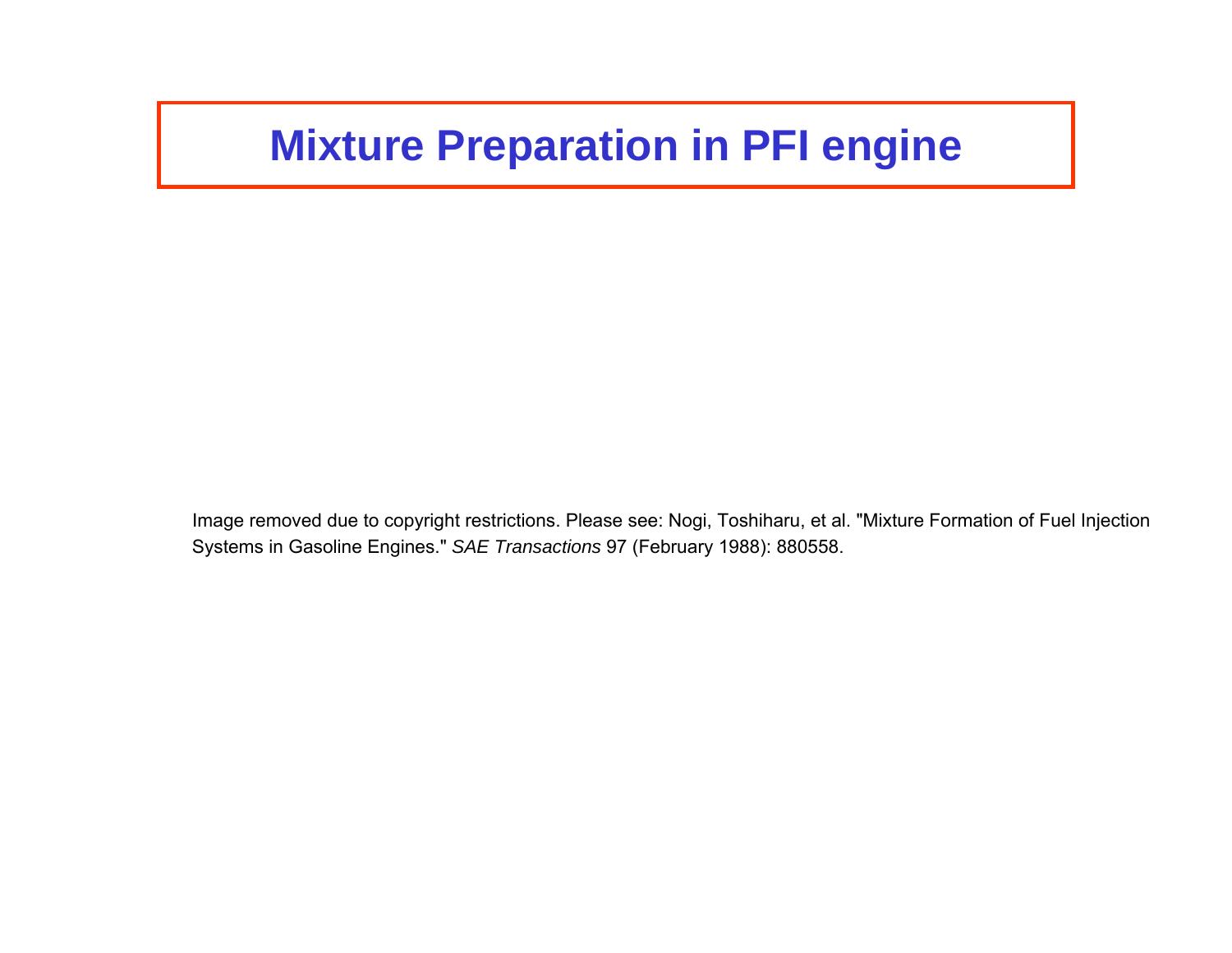# Mixture Preparation in PFI engine

Image removed due to copyright restrictions. Please see: Nogi, Toshiharu, et al. "Mixture Formation of Fuel Injection Systems in Gasoline Engines." *SAE Transactions* 97 (February 1988): 880558.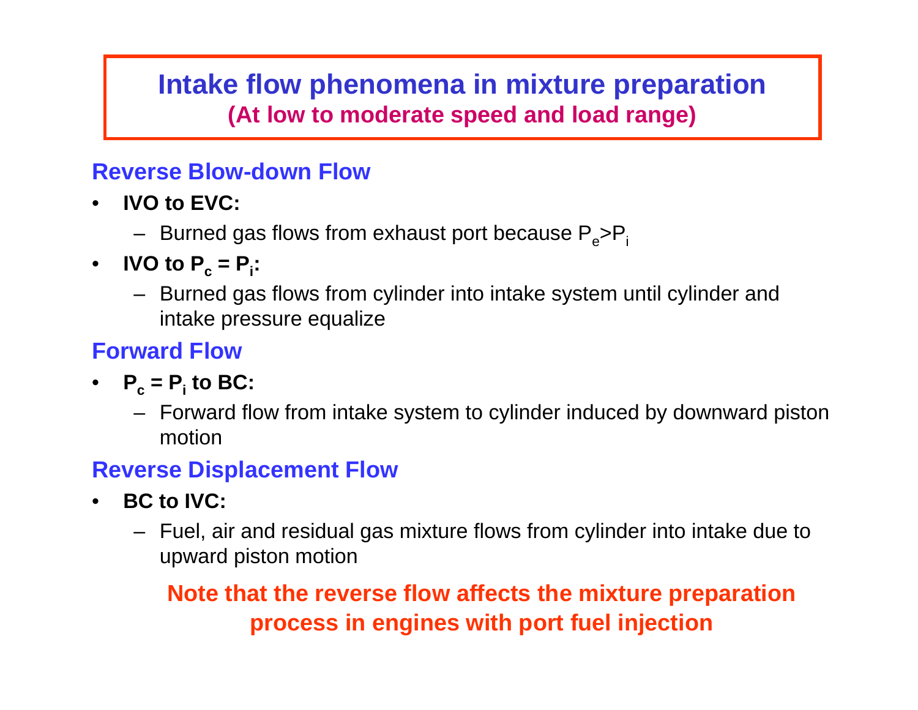# Intake flow phenomena in mixture preparation

**(At low to moderate speed and load range)**

## Reverse Blow-down Flow

- **IVO to EVC:**
  - Burned gas flows from exhaust port because $P_e > P_i$
- **IVO to $P_c = P_i$:**
  - Burned gas flows from cylinder into intake system until cylinder and intake pressure equalize

## Forward Flow

- **$P_c = P_i$ to BC:**
  - Forward flow from intake system to cylinder induced by downward piston motion

## Reverse Displacement Flow

- **BC to IVC:**
  - Fuel, air and residual gas mixture flows from cylinder into intake due to upward piston motion

**Note that the reverse flow affects the mixture preparation process in engines with port fuel injection**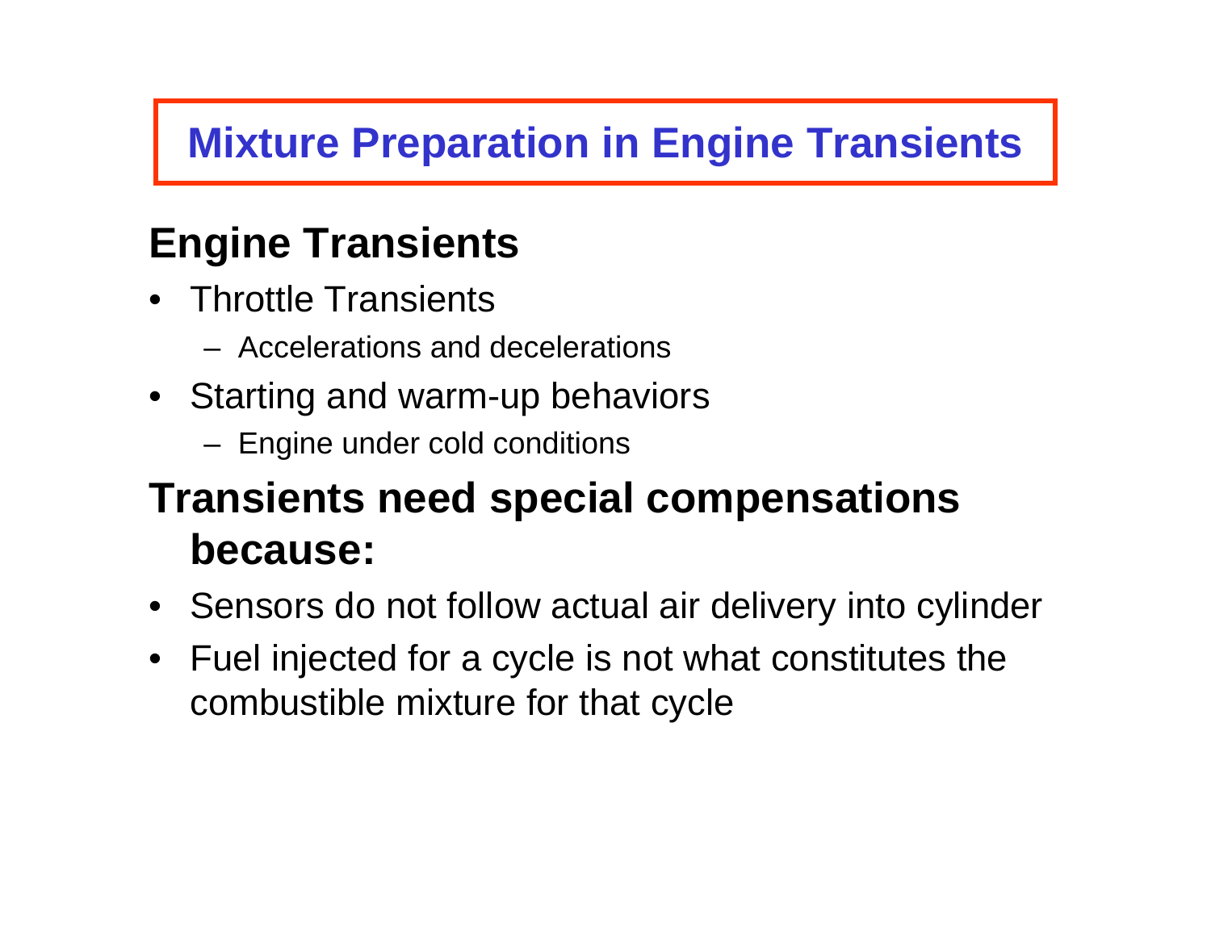# Mixture Preparation in Engine Transients

## Engine Transients

- Throttle Transients
  - Accelerations and decelerations
- Starting and warm-up behaviors
  - Engine under cold conditions

## Transients need special compensations because:

- Sensors do not follow actual air delivery into cylinder
- Fuel injected for a cycle is not what constitutes the combustible mixture for that cycle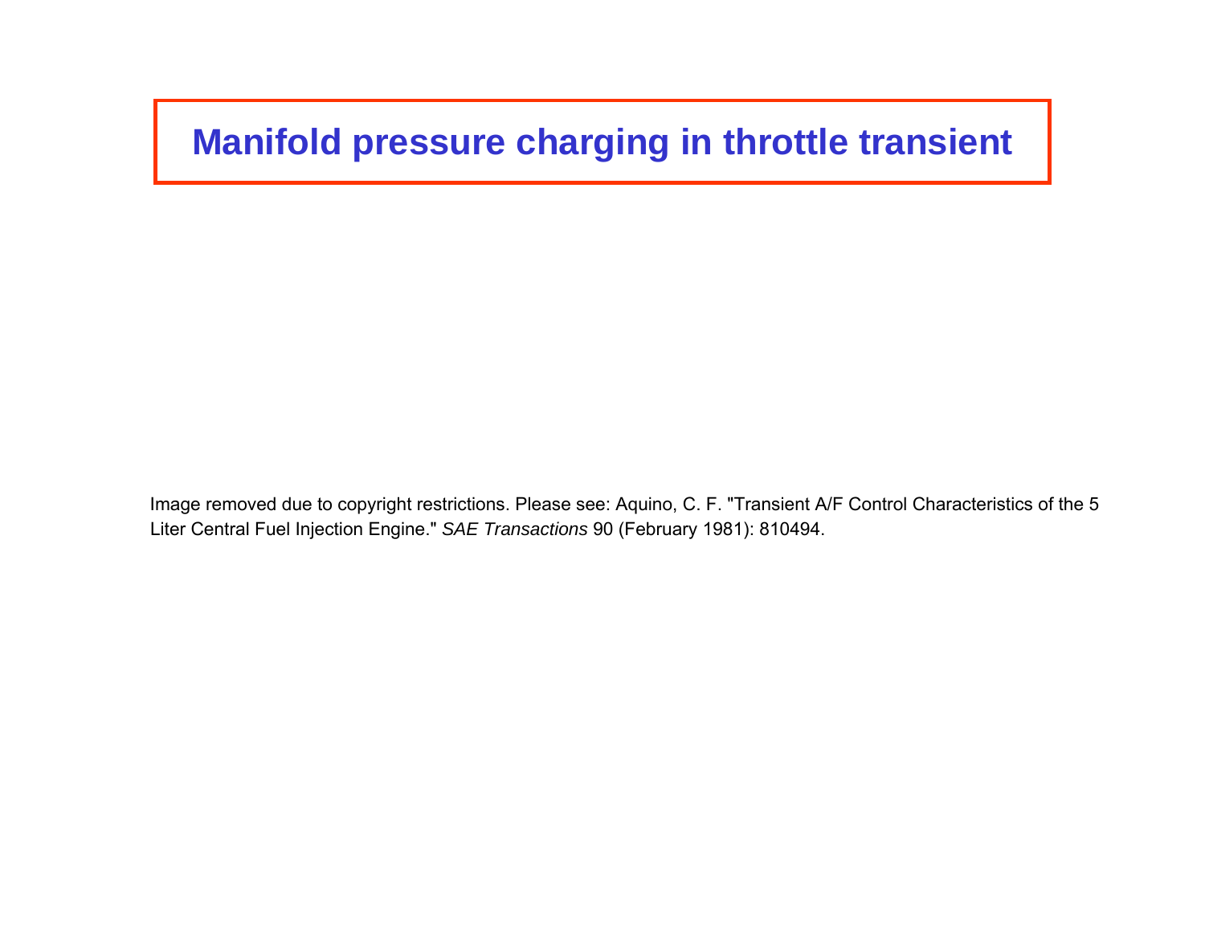# Manifold pressure charging in throttle transient

Image removed due to copyright restrictions. Please see: Aquino, C. F. "Transient A/F Control Characteristics of the 5 Liter Central Fuel Injection Engine." *SAE Transactions* 90 (February 1981): 810494.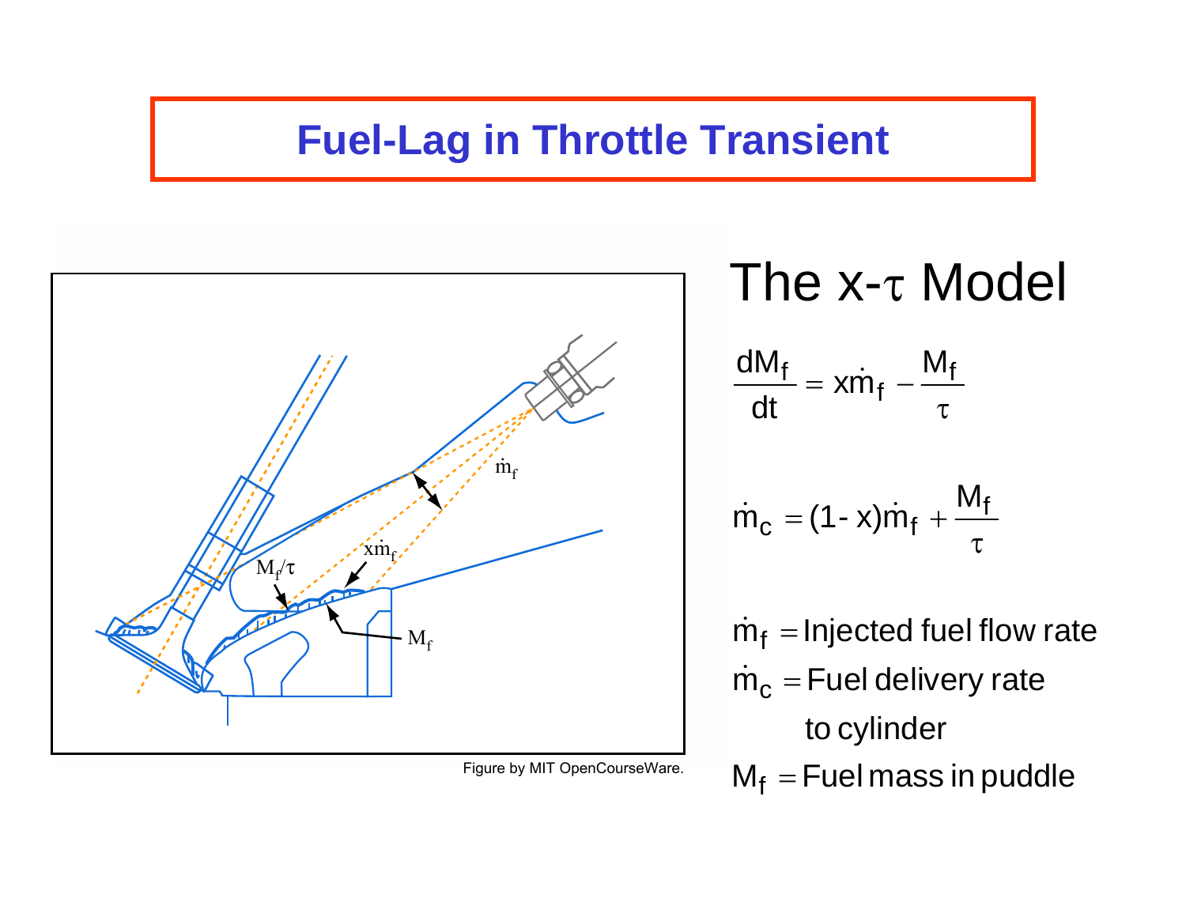# Fuel-Lag in Throttle Transient

Figure by MIT OpenCourseWare.

## The x-τ Model

$$\frac{dM_f}{dt} = x\dot{m}_f - \frac{M_f}{\tau}$$

$$\dot{m}_c = (1-x)\dot{m}_f + \frac{M_f}{\tau}$$

$\dot{m}_f$ = Injected fuel flow rate

$\dot{m}_c$ = Fuel delivery rate to cylinder

$M_f$ = Fuel mass in puddle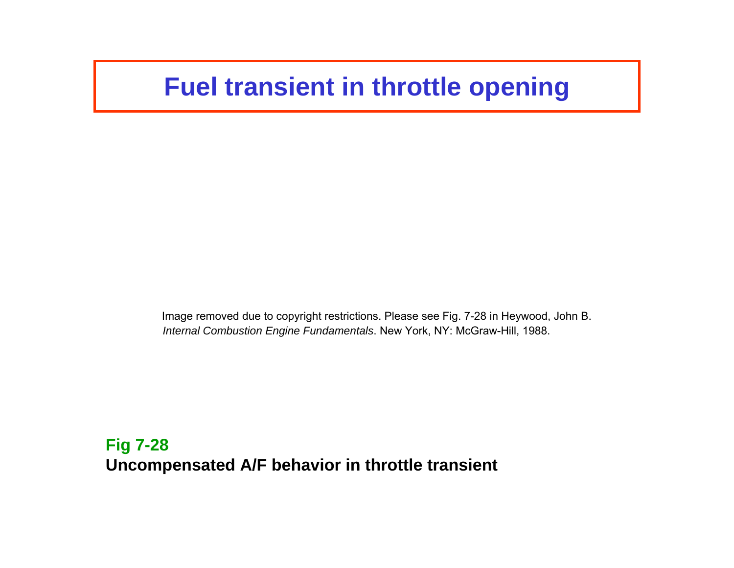# Fuel transient in throttle opening

Image removed due to copyright restrictions. Please see Fig. 7-28 in Heywood, John B. *Internal Combustion Engine Fundamentals*. New York, NY: McGraw-Hill, 1988.

**Fig 7-28**

**Uncompensated A/F behavior in throttle transient**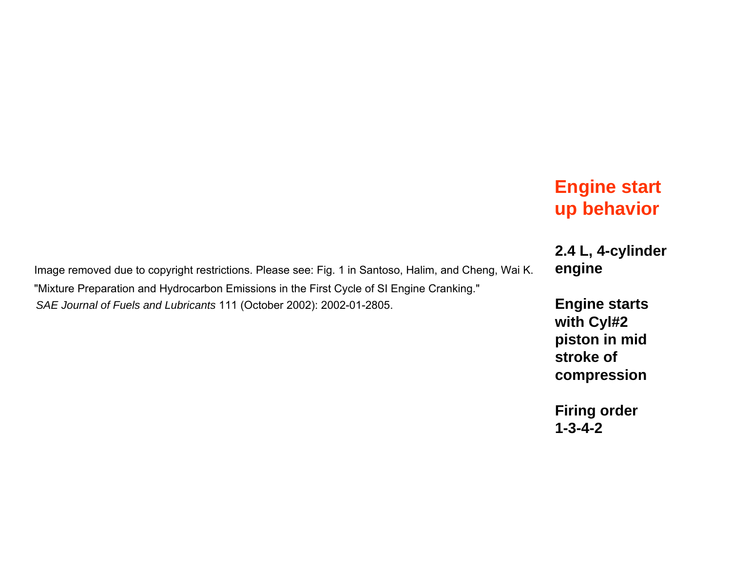## Engine start up behavior

Image removed due to copyright restrictions. Please see: Fig. 1 in Santoso, Halim, and Cheng, Wai K. "Mixture Preparation and Hydrocarbon Emissions in the First Cycle of SI Engine Cranking." *SAE Journal of Fuels and Lubricants* 111 (October 2002): 2002-01-2805.

**2.4 L, 4-cylinder engine**

**Engine starts with Cyl#2 piston in mid stroke of compression**

**Firing order 1-3-4-2**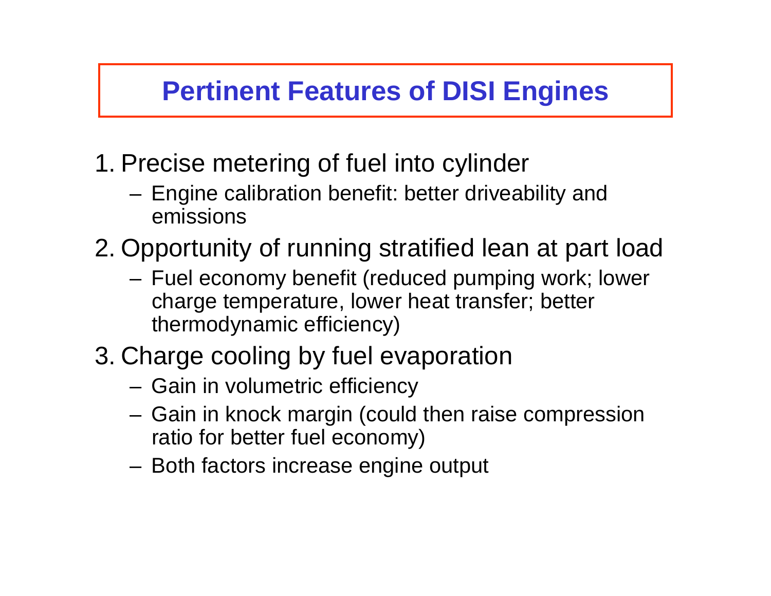# Pertinent Features of DISI Engines

1. Precise metering of fuel into cylinder
   – Engine calibration benefit: better driveability and emissions
2. Opportunity of running stratified lean at part load
   – Fuel economy benefit (reduced pumping work; lower charge temperature, lower heat transfer; better thermodynamic efficiency)
3. Charge cooling by fuel evaporation
   – Gain in volumetric efficiency
   – Gain in knock margin (could then raise compression ratio for better fuel economy)
   – Both factors increase engine output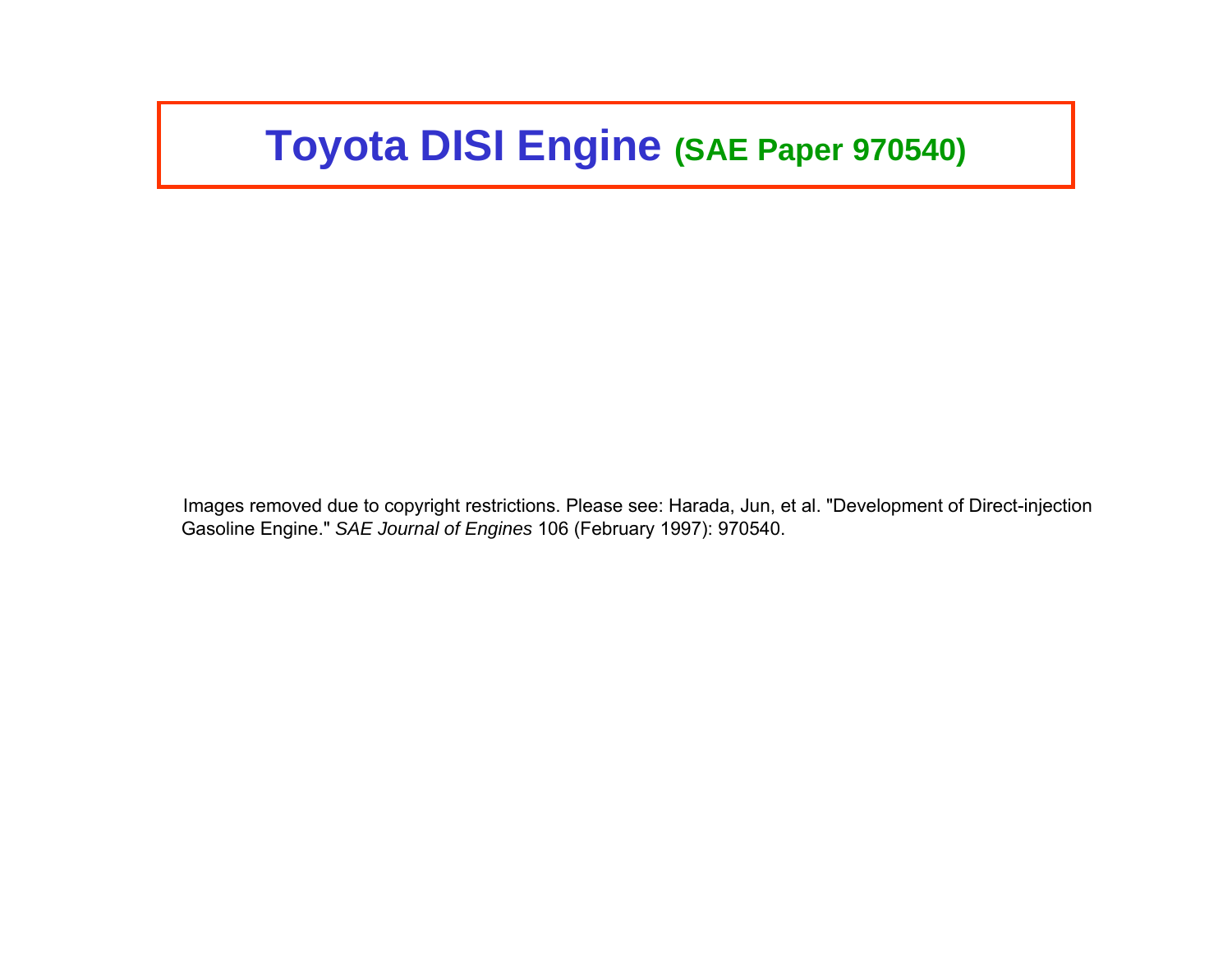# Toyota DISI Engine (SAE Paper 970540)

Images removed due to copyright restrictions. Please see: Harada, Jun, et al. "Development of Direct-injection Gasoline Engine." *SAE Journal of Engines* 106 (February 1997): 970540.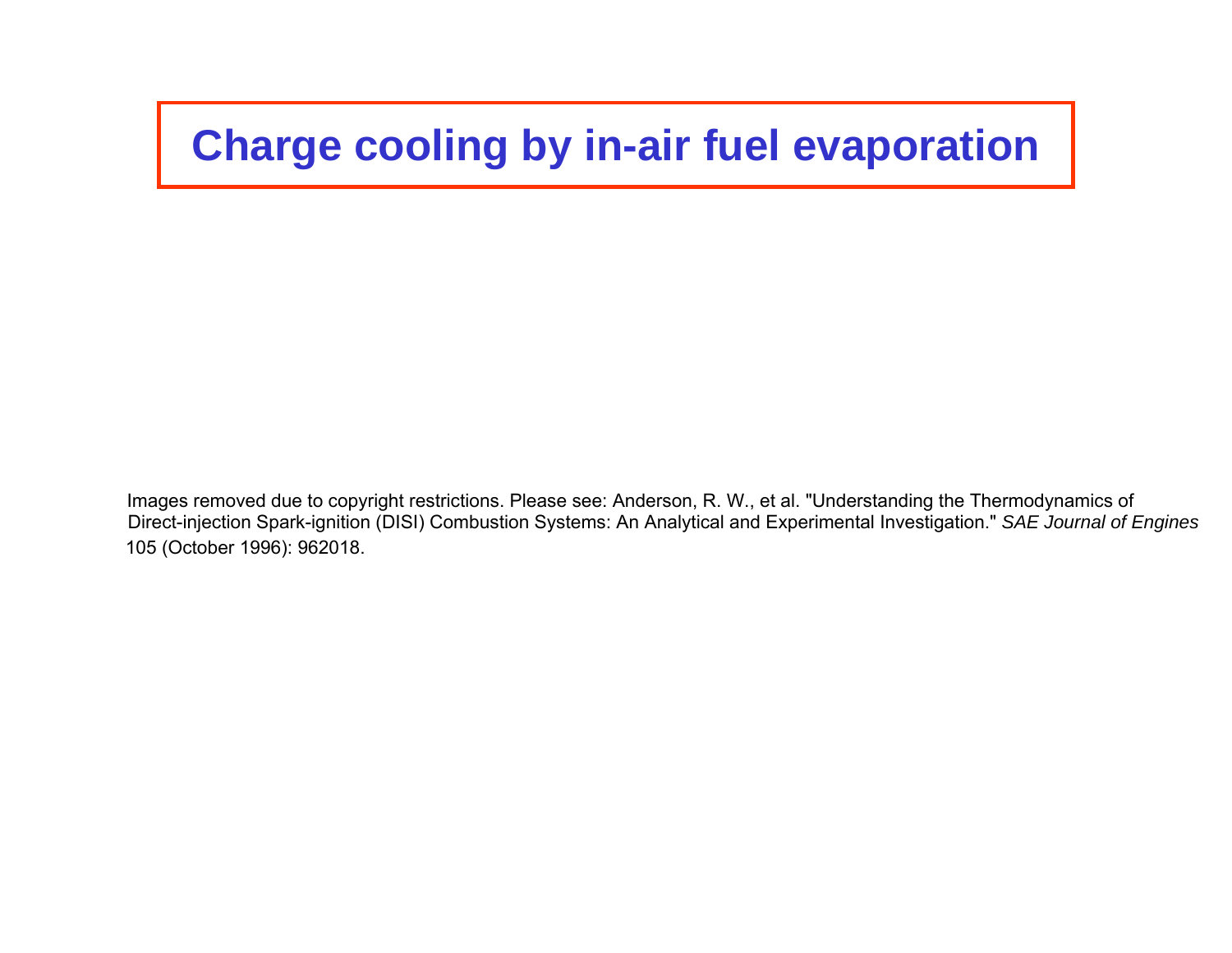# Charge cooling by in-air fuel evaporation

Images removed due to copyright restrictions. Please see: Anderson, R. W., et al. "Understanding the Thermodynamics of Direct-injection Spark-ignition (DISI) Combustion Systems: An Analytical and Experimental Investigation." *SAE Journal of Engines* 105 (October 1996): 962018.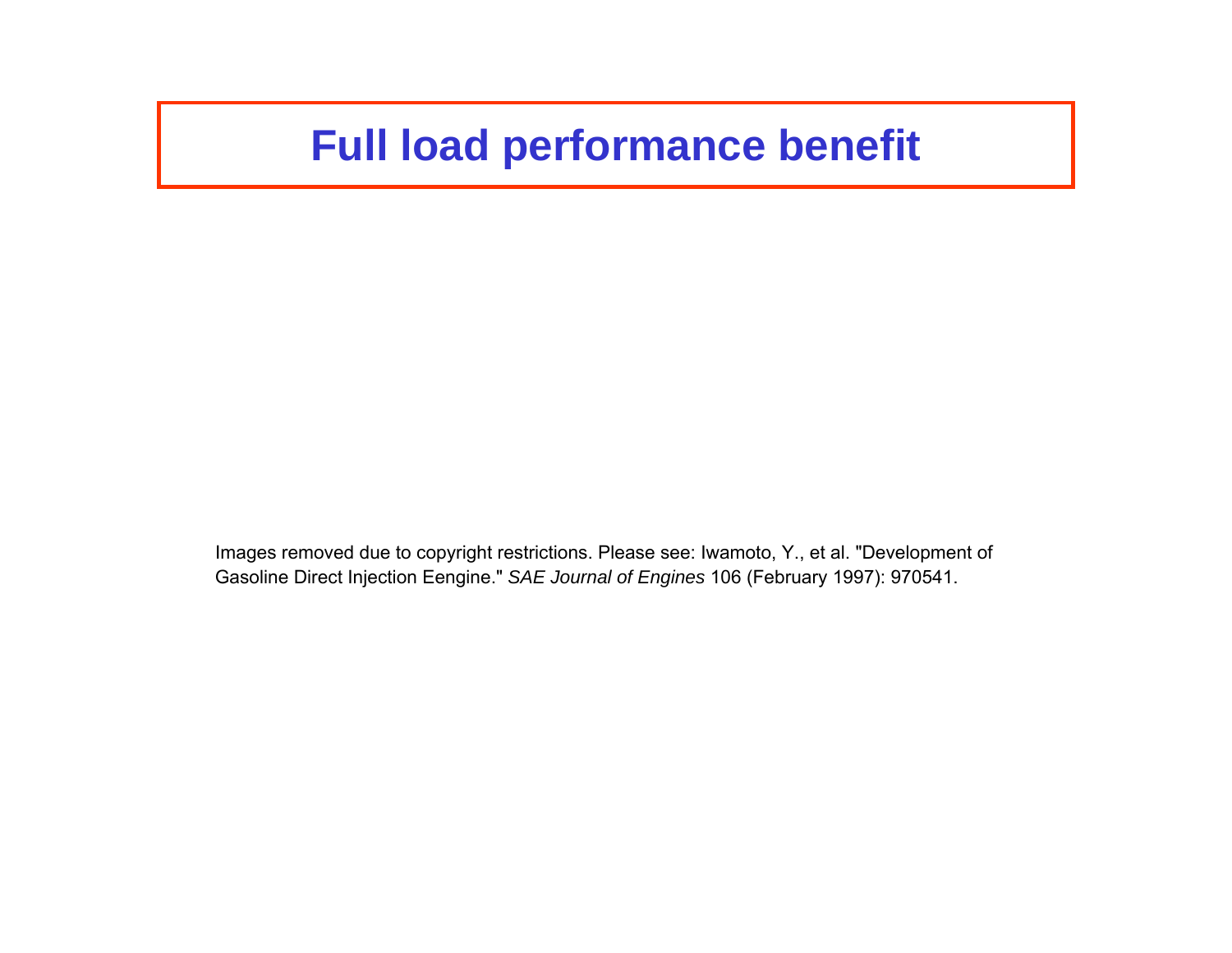# Full load performance benefit

Images removed due to copyright restrictions. Please see: Iwamoto, Y., et al. "Development of Gasoline Direct Injection Eengine." *SAE Journal of Engines* 106 (February 1997): 970541.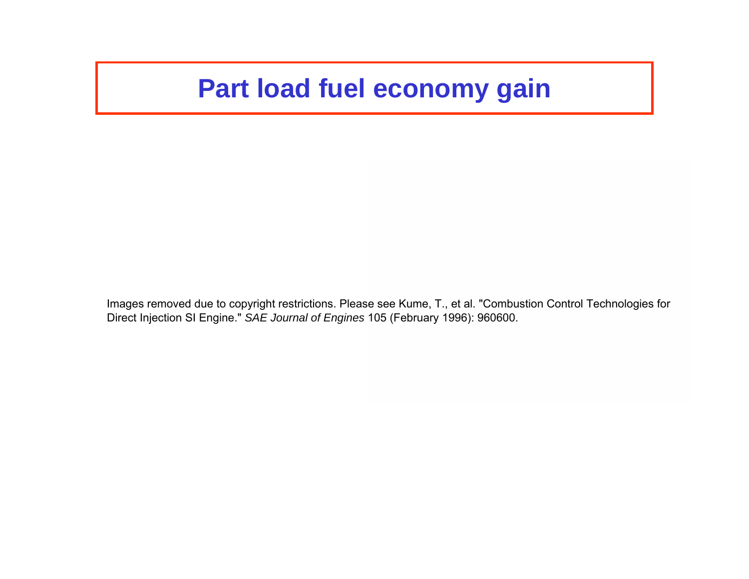# Part load fuel economy gain

Images removed due to copyright restrictions. Please see Kume, T., et al. "Combustion Control Technologies for Direct Injection SI Engine." *SAE Journal of Engines* 105 (February 1996): 960600.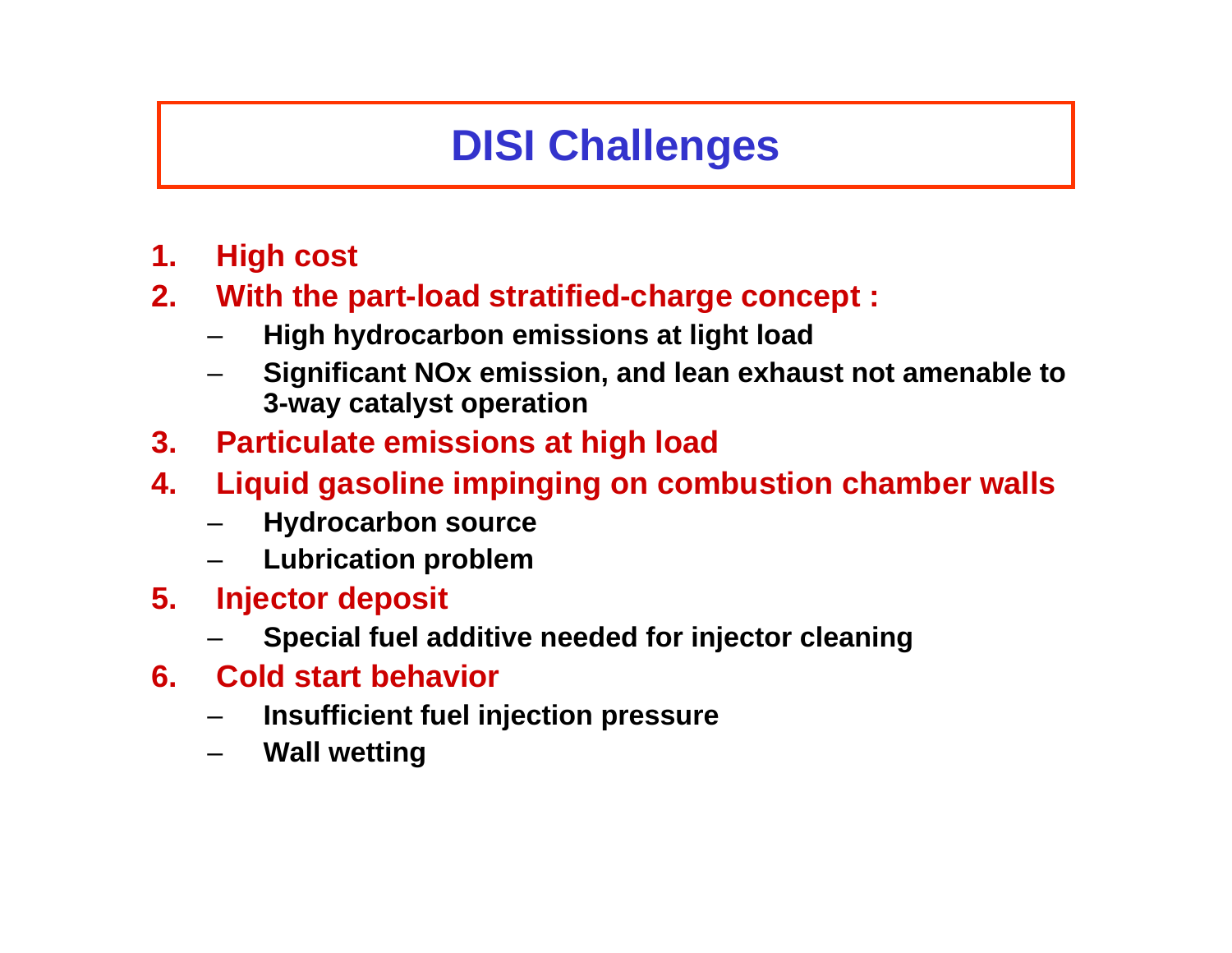# DISI Challenges

1. **High cost**
2. **With the part-load stratified-charge concept :**
   - **High hydrocarbon emissions at light load**
   - **Significant NOx emission, and lean exhaust not amenable to 3-way catalyst operation**
3. **Particulate emissions at high load**
4. **Liquid gasoline impinging on combustion chamber walls**
   - **Hydrocarbon source**
   - **Lubrication problem**
5. **Injector deposit**
   - **Special fuel additive needed for injector cleaning**
6. **Cold start behavior**
   - **Insufficient fuel injection pressure**
   - **Wall wetting**